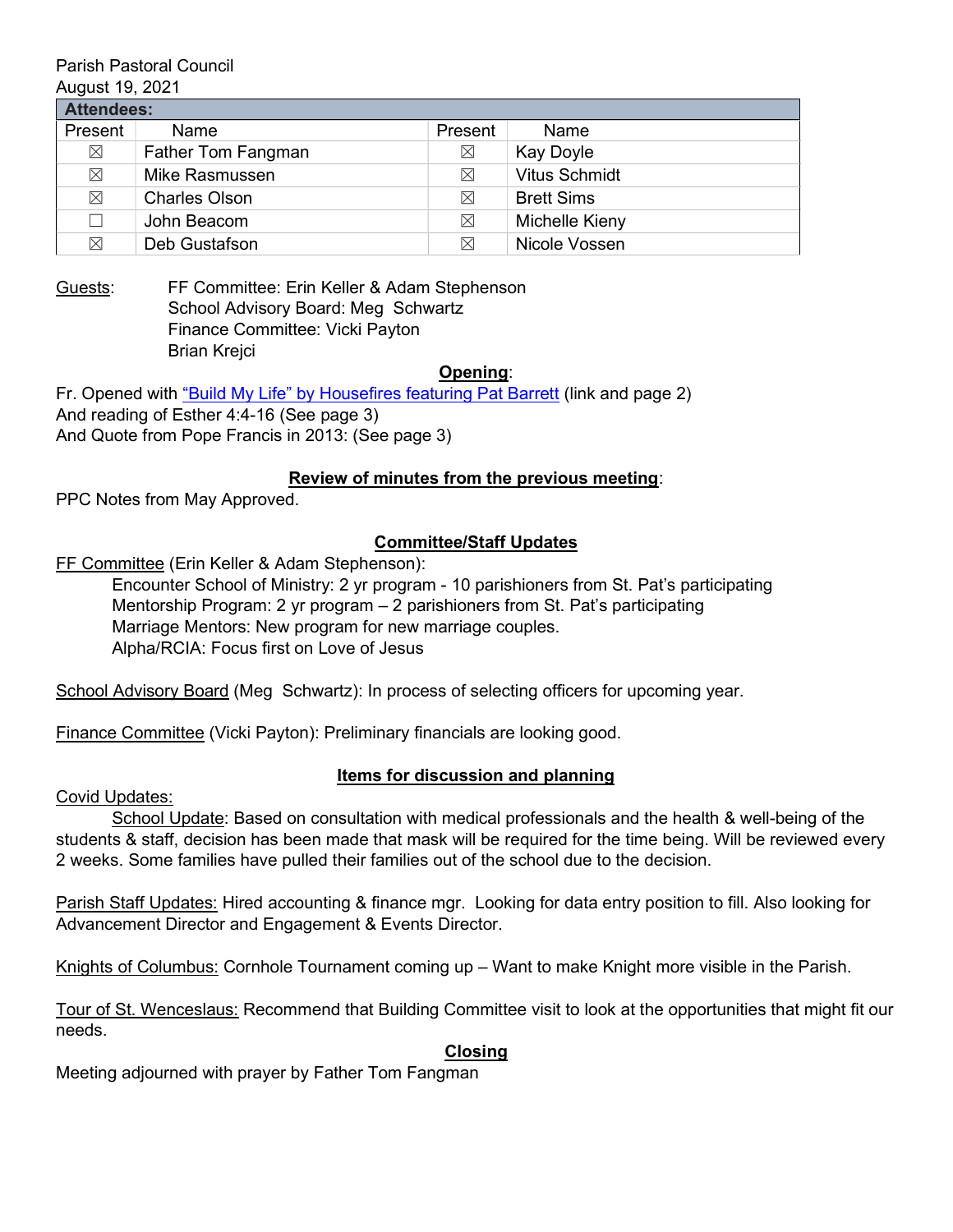Parish Pastoral Council
August 19, 2021

| Attendees: | | | |
|---|---|---|---|
| Present | Name | Present | Name |
| ☒ | Father Tom Fangman | ☒ | Kay Doyle |
| ☒ | Mike Rasmussen | ☒ | Vitus Schmidt |
| ☒ | Charles Olson | ☒ | Brett Sims |
| ☐ | John Beacom | ☒ | Michelle Kieny |
| ☒ | Deb Gustafson | ☒ | Nicole Vossen |

Guests: FF Committee: Erin Keller & Adam Stephenson
School Advisory Board: Meg Schwartz
Finance Committee: Vicki Payton
Brian Krejci

**Opening**:

Fr. Opened with "Build My Life" by Housefires featuring Pat Barrett (link and page 2)
And reading of Esther 4:4-16 (See page 3)
And Quote from Pope Francis in 2013: (See page 3)

**Review of minutes from the previous meeting**:

PPC Notes from May Approved.

**Committee/Staff Updates**

FF Committee (Erin Keller & Adam Stephenson):

- Encounter School of Ministry: 2 yr program - 10 parishioners from St. Pat's participating
- Mentorship Program: 2 yr program – 2 parishioners from St. Pat's participating
- Marriage Mentors: New program for new marriage couples.
- Alpha/RCIA: Focus first on Love of Jesus

School Advisory Board (Meg Schwartz): In process of selecting officers for upcoming year.

Finance Committee (Vicki Payton): Preliminary financials are looking good.

**Items for discussion and planning**

Covid Updates:

School Update: Based on consultation with medical professionals and the health & well-being of the students & staff, decision has been made that mask will be required for the time being. Will be reviewed every 2 weeks. Some families have pulled their families out of the school due to the decision.

Parish Staff Updates: Hired accounting & finance mgr. Looking for data entry position to fill. Also looking for Advancement Director and Engagement & Events Director.

Knights of Columbus: Cornhole Tournament coming up – Want to make Knight more visible in the Parish.

Tour of St. Wenceslaus: Recommend that Building Committee visit to look at the opportunities that might fit our needs.

**Closing**

Meeting adjourned with prayer by Father Tom Fangman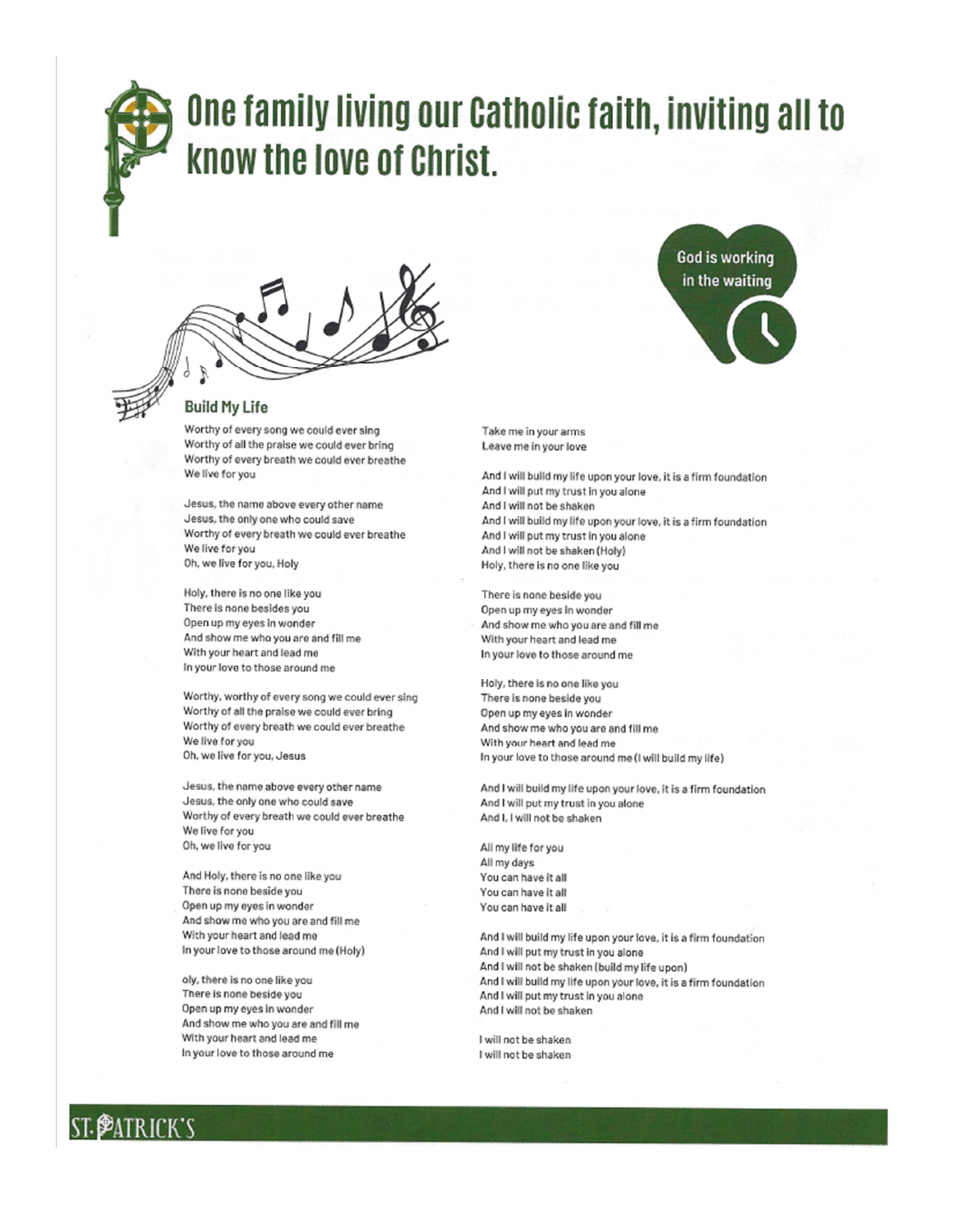# One family living our Catholic faith, inviting all to know the love of Christ.

God is working in the waiting

## Build My Life

Worthy of every song we could ever sing
Worthy of all the praise we could ever bring
Worthy of every breath we could ever breathe
We live for you

Jesus, the name above every other name
Jesus, the only one who could save
Worthy of every breath we could ever breathe
We live for you
Oh, we live for you, Holy

Holy, there is no one like you
There is none besides you
Open up my eyes in wonder
And show me who you are and fill me
With your heart and lead me
In your love to those around me

Worthy, worthy of every song we could ever sing
Worthy of all the praise we could ever bring
Worthy of every breath we could ever breathe
We live for you
Oh, we live for you, Jesus

Jesus, the name above every other name
Jesus, the only one who could save
Worthy of every breath we could ever breathe
We live for you
Oh, we live for you

And Holy, there is no one like you
There is none beside you
Open up my eyes in wonder
And show me who you are and fill me
With your heart and lead me
In your love to those around me (Holy)

oly, there is no one like you
There is none beside you
Open up my eyes in wonder
And show me who you are and fill me
With your heart and lead me
In your love to those around me

Take me in your arms
Leave me in your love

And I will build my life upon your love, it is a firm foundation
And I will put my trust in you alone
And I will not be shaken
And I will build my life upon your love, it is a firm foundation
And I will put my trust in you alone
And I will not be shaken (Holy)
Holy, there is no one like you

There is none beside you
Open up my eyes in wonder
And show me who you are and fill me
With your heart and lead me
In your love to those around me

Holy, there is no one like you
There is none beside you
Open up my eyes in wonder
And show me who you are and fill me
With your heart and lead me
In your love to those around me (I will build my life)

And I will build my life upon your love, it is a firm foundation
And I will put my trust in you alone
And I, I will not be shaken

All my life for you
All my days
You can have it all
You can have it all
You can have it all

And I will build my life upon your love, it is a firm foundation
And I will put my trust in you alone
And I will not be shaken (build my life upon)
And I will build my life upon your love, it is a firm foundation
And I will put my trust in you alone
And I will not be shaken

I will not be shaken
I will not be shaken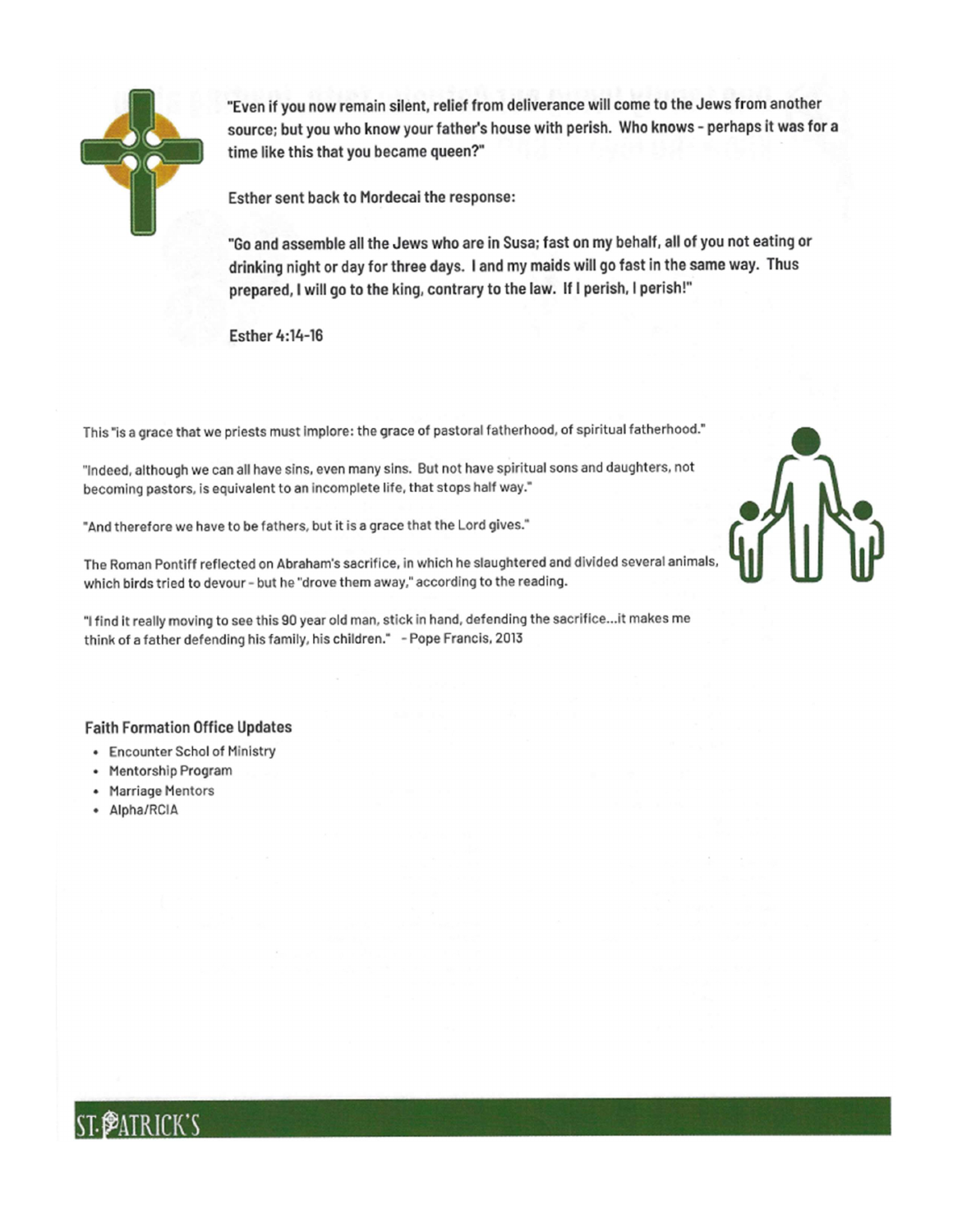**"Even if you now remain silent, relief from deliverance will come to the Jews from another source; but you who know your father's house with perish. Who knows - perhaps it was for a time like this that you became queen?"**

**Esther sent back to Mordecai the response:**

**"Go and assemble all the Jews who are in Susa; fast on my behalf, all of you not eating or drinking night or day for three days. I and my maids will go fast in the same way. Thus prepared, I will go to the king, contrary to the law. If I perish, I perish!"**

**Esther 4:14-16**

This "is a grace that we priests must implore: the grace of pastoral fatherhood, of spiritual fatherhood."

"Indeed, although we can all have sins, even many sins. But not have spiritual sons and daughters, not becoming pastors, is equivalent to an incomplete life, that stops half way."

"And therefore we have to be fathers, but it is a grace that the Lord gives."

The Roman Pontiff reflected on Abraham's sacrifice, in which he slaughtered and divided several animals, which birds tried to devour - but he "drove them away," according to the reading.

"I find it really moving to see this 90 year old man, stick in hand, defending the sacrifice...it makes me think of a father defending his family, his children." - Pope Francis, 2013

### Faith Formation Office Updates

- Encounter Schol of Ministry
- Mentorship Program
- Marriage Mentors
- Alpha/RCIA